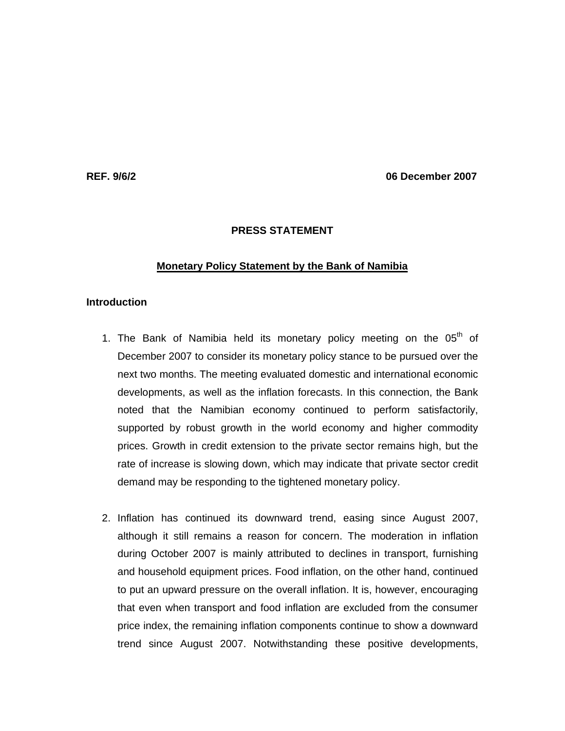**REF. 9/6/2** **06 December 2007**

**PRESS STATEMENT**

**Monetary Policy Statement by the Bank of Namibia**

**Introduction**

1. The Bank of Namibia held its monetary policy meeting on the 05th of December 2007 to consider its monetary policy stance to be pursued over the next two months. The meeting evaluated domestic and international economic developments, as well as the inflation forecasts. In this connection, the Bank noted that the Namibian economy continued to perform satisfactorily, supported by robust growth in the world economy and higher commodity prices. Growth in credit extension to the private sector remains high, but the rate of increase is slowing down, which may indicate that private sector credit demand may be responding to the tightened monetary policy.

2. Inflation has continued its downward trend, easing since August 2007, although it still remains a reason for concern. The moderation in inflation during October 2007 is mainly attributed to declines in transport, furnishing and household equipment prices. Food inflation, on the other hand, continued to put an upward pressure on the overall inflation. It is, however, encouraging that even when transport and food inflation are excluded from the consumer price index, the remaining inflation components continue to show a downward trend since August 2007. Notwithstanding these positive developments,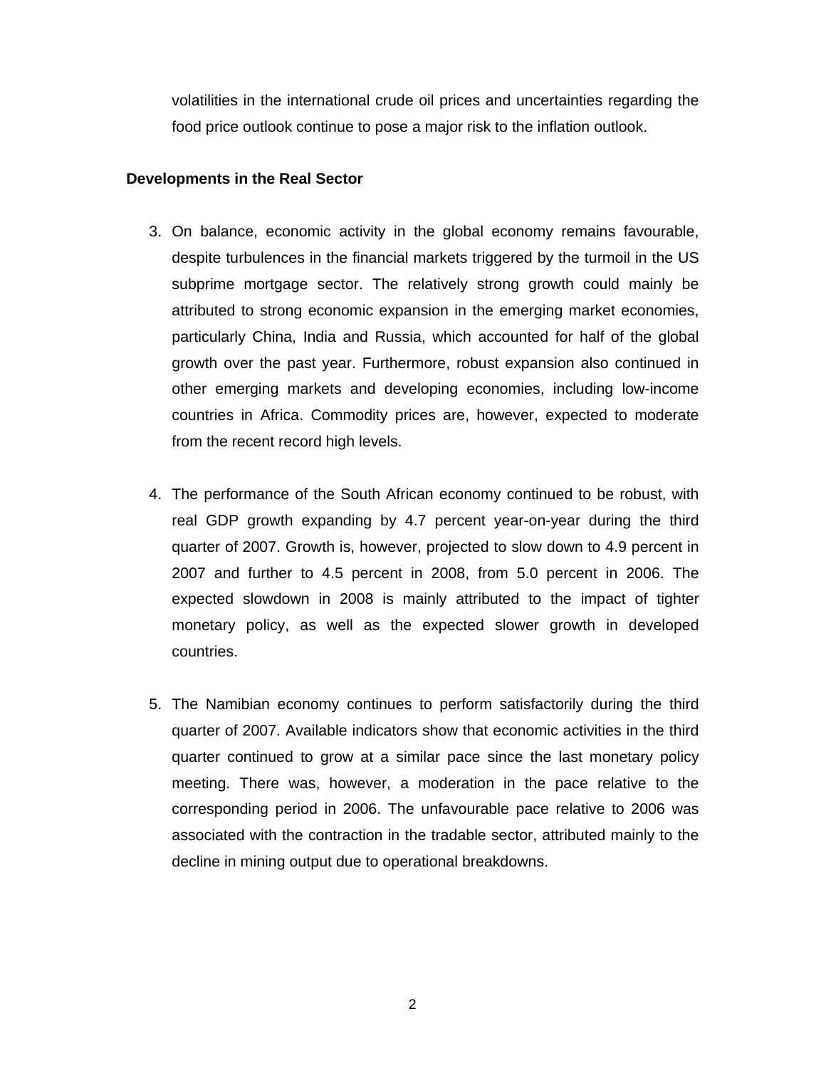volatilities in the international crude oil prices and uncertainties regarding the food price outlook continue to pose a major risk to the inflation outlook.

**Developments in the Real Sector**

3. On balance, economic activity in the global economy remains favourable, despite turbulences in the financial markets triggered by the turmoil in the US subprime mortgage sector. The relatively strong growth could mainly be attributed to strong economic expansion in the emerging market economies, particularly China, India and Russia, which accounted for half of the global growth over the past year. Furthermore, robust expansion also continued in other emerging markets and developing economies, including low-income countries in Africa. Commodity prices are, however, expected to moderate from the recent record high levels.

4. The performance of the South African economy continued to be robust, with real GDP growth expanding by 4.7 percent year-on-year during the third quarter of 2007. Growth is, however, projected to slow down to 4.9 percent in 2007 and further to 4.5 percent in 2008, from 5.0 percent in 2006. The expected slowdown in 2008 is mainly attributed to the impact of tighter monetary policy, as well as the expected slower growth in developed countries.

5. The Namibian economy continues to perform satisfactorily during the third quarter of 2007. Available indicators show that economic activities in the third quarter continued to grow at a similar pace since the last monetary policy meeting. There was, however, a moderation in the pace relative to the corresponding period in 2006. The unfavourable pace relative to 2006 was associated with the contraction in the tradable sector, attributed mainly to the decline in mining output due to operational breakdowns.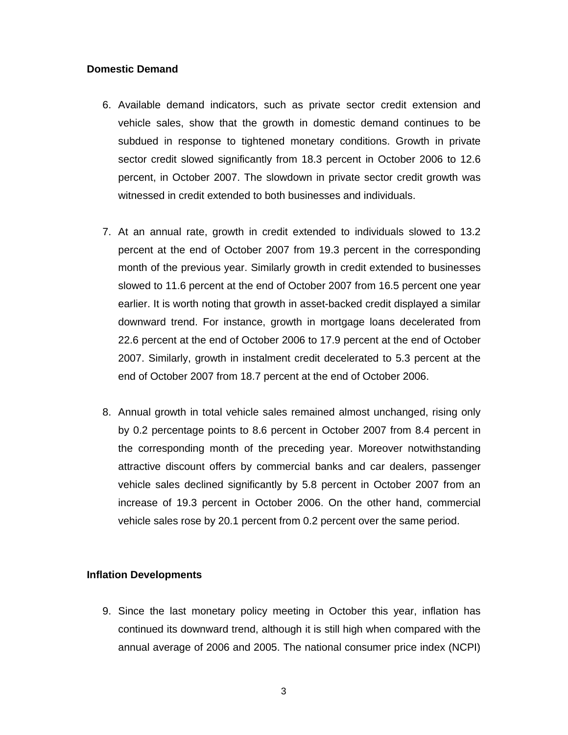**Domestic Demand**

6. Available demand indicators, such as private sector credit extension and vehicle sales, show that the growth in domestic demand continues to be subdued in response to tightened monetary conditions. Growth in private sector credit slowed significantly from 18.3 percent in October 2006 to 12.6 percent, in October 2007. The slowdown in private sector credit growth was witnessed in credit extended to both businesses and individuals.

7. At an annual rate, growth in credit extended to individuals slowed to 13.2 percent at the end of October 2007 from 19.3 percent in the corresponding month of the previous year. Similarly growth in credit extended to businesses slowed to 11.6 percent at the end of October 2007 from 16.5 percent one year earlier. It is worth noting that growth in asset-backed credit displayed a similar downward trend. For instance, growth in mortgage loans decelerated from 22.6 percent at the end of October 2006 to 17.9 percent at the end of October 2007. Similarly, growth in instalment credit decelerated to 5.3 percent at the end of October 2007 from 18.7 percent at the end of October 2006.

8. Annual growth in total vehicle sales remained almost unchanged, rising only by 0.2 percentage points to 8.6 percent in October 2007 from 8.4 percent in the corresponding month of the preceding year. Moreover notwithstanding attractive discount offers by commercial banks and car dealers, passenger vehicle sales declined significantly by 5.8 percent in October 2007 from an increase of 19.3 percent in October 2006. On the other hand, commercial vehicle sales rose by 20.1 percent from 0.2 percent over the same period.

**Inflation Developments**

9. Since the last monetary policy meeting in October this year, inflation has continued its downward trend, although it is still high when compared with the annual average of 2006 and 2005. The national consumer price index (NCPI)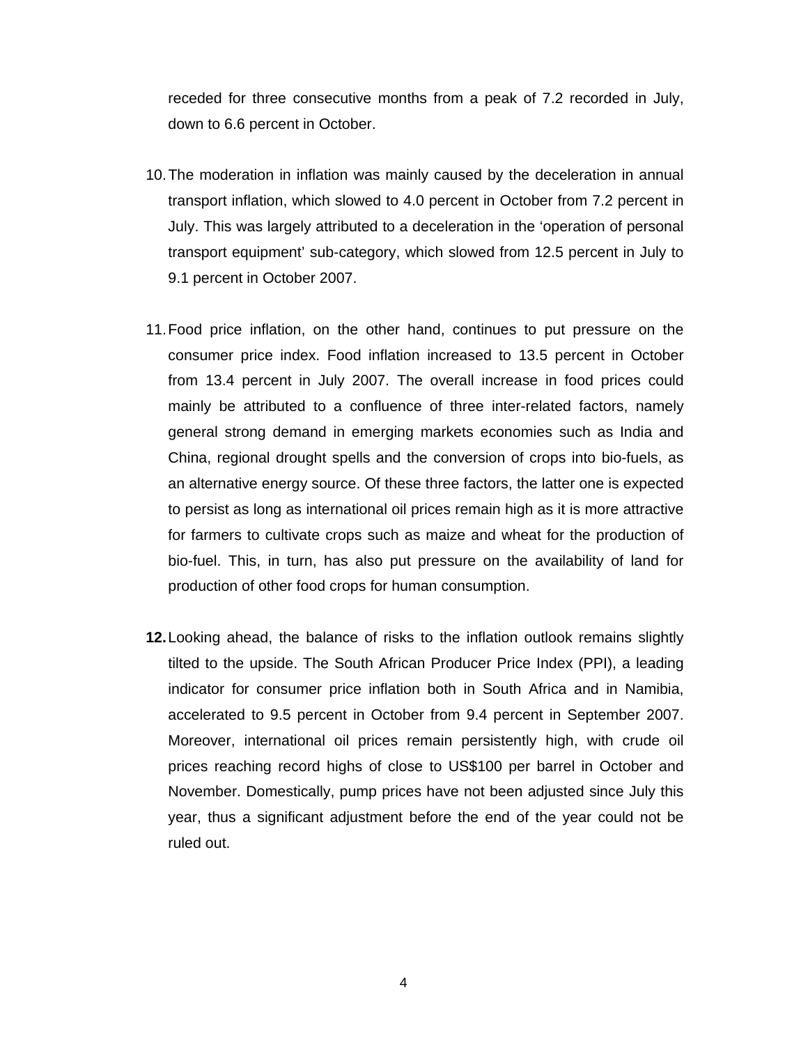receded for three consecutive months from a peak of 7.2 recorded in July, down to 6.6 percent in October.

10. The moderation in inflation was mainly caused by the deceleration in annual transport inflation, which slowed to 4.0 percent in October from 7.2 percent in July. This was largely attributed to a deceleration in the 'operation of personal transport equipment' sub-category, which slowed from 12.5 percent in July to 9.1 percent in October 2007.

11. Food price inflation, on the other hand, continues to put pressure on the consumer price index. Food inflation increased to 13.5 percent in October from 13.4 percent in July 2007. The overall increase in food prices could mainly be attributed to a confluence of three inter-related factors, namely general strong demand in emerging markets economies such as India and China, regional drought spells and the conversion of crops into bio-fuels, as an alternative energy source. Of these three factors, the latter one is expected to persist as long as international oil prices remain high as it is more attractive for farmers to cultivate crops such as maize and wheat for the production of bio-fuel. This, in turn, has also put pressure on the availability of land for production of other food crops for human consumption.

**12.** Looking ahead, the balance of risks to the inflation outlook remains slightly tilted to the upside. The South African Producer Price Index (PPI), a leading indicator for consumer price inflation both in South Africa and in Namibia, accelerated to 9.5 percent in October from 9.4 percent in September 2007. Moreover, international oil prices remain persistently high, with crude oil prices reaching record highs of close to US$100 per barrel in October and November. Domestically, pump prices have not been adjusted since July this year, thus a significant adjustment before the end of the year could not be ruled out.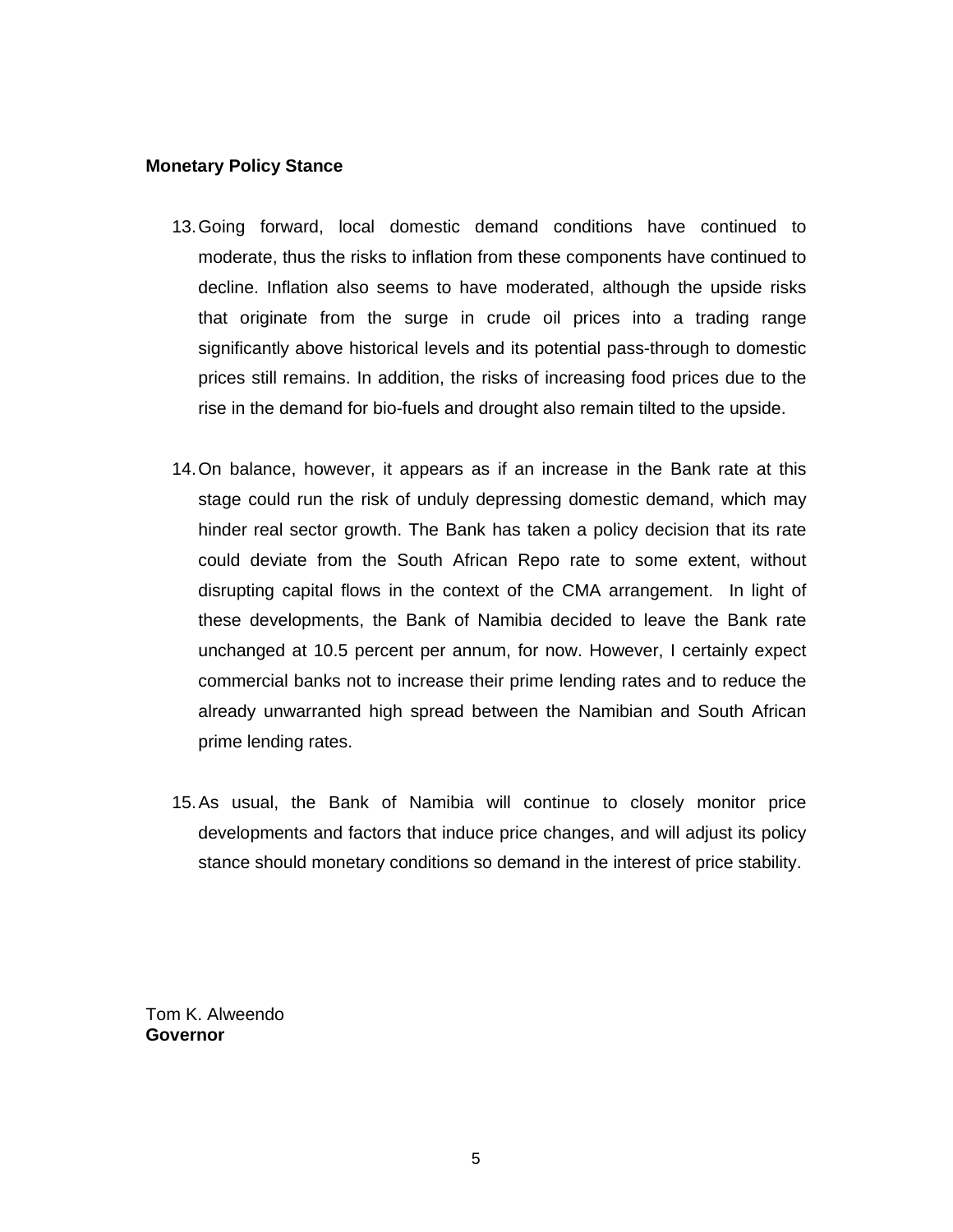**Monetary Policy Stance**

13. Going forward, local domestic demand conditions have continued to moderate, thus the risks to inflation from these components have continued to decline. Inflation also seems to have moderated, although the upside risks that originate from the surge in crude oil prices into a trading range significantly above historical levels and its potential pass-through to domestic prices still remains. In addition, the risks of increasing food prices due to the rise in the demand for bio-fuels and drought also remain tilted to the upside.

14. On balance, however, it appears as if an increase in the Bank rate at this stage could run the risk of unduly depressing domestic demand, which may hinder real sector growth. The Bank has taken a policy decision that its rate could deviate from the South African Repo rate to some extent, without disrupting capital flows in the context of the CMA arrangement. In light of these developments, the Bank of Namibia decided to leave the Bank rate unchanged at 10.5 percent per annum, for now. However, I certainly expect commercial banks not to increase their prime lending rates and to reduce the already unwarranted high spread between the Namibian and South African prime lending rates.

15. As usual, the Bank of Namibia will continue to closely monitor price developments and factors that induce price changes, and will adjust its policy stance should monetary conditions so demand in the interest of price stability.

Tom K. Alweendo
**Governor**